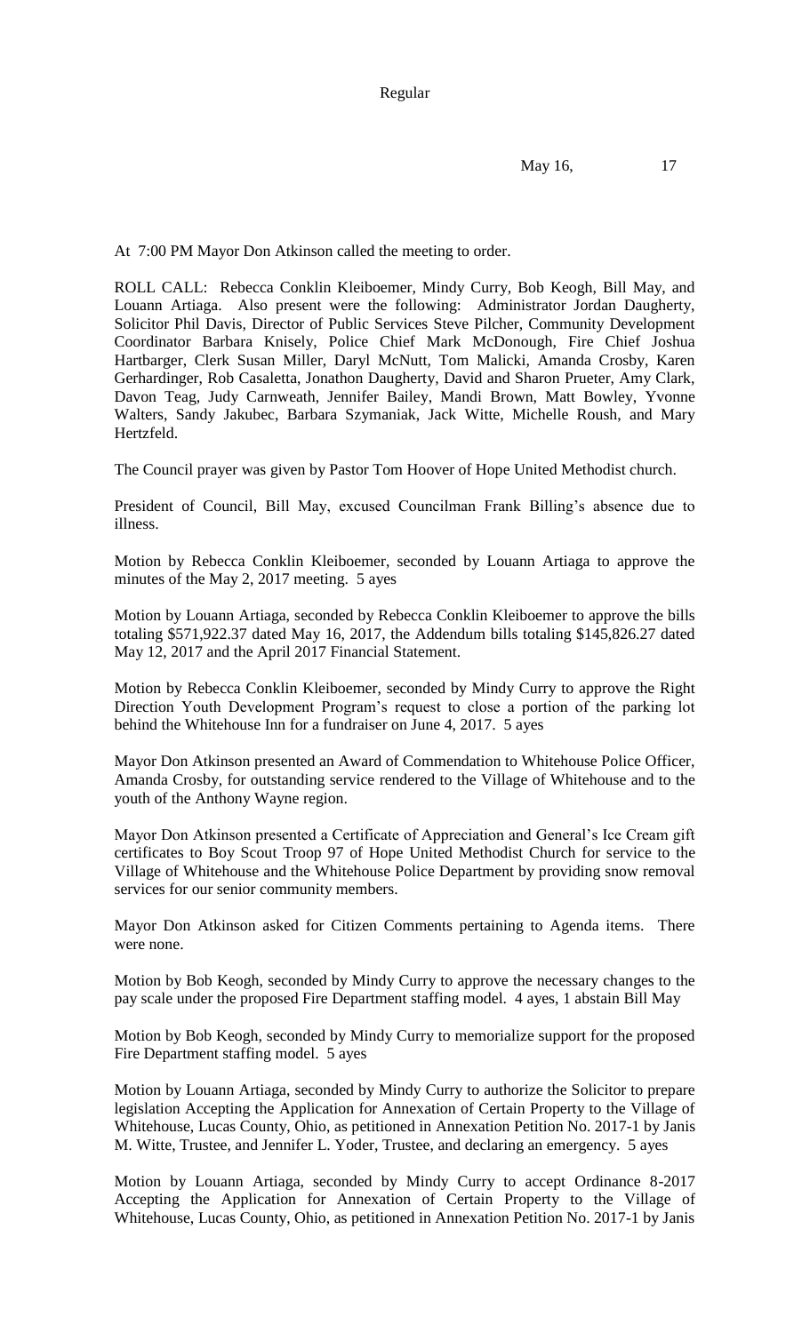At 7:00 PM Mayor Don Atkinson called the meeting to order.

ROLL CALL: Rebecca Conklin Kleiboemer, Mindy Curry, Bob Keogh, Bill May, and Louann Artiaga. Also present were the following: Administrator Jordan Daugherty, Solicitor Phil Davis, Director of Public Services Steve Pilcher, Community Development Coordinator Barbara Knisely, Police Chief Mark McDonough, Fire Chief Joshua Hartbarger, Clerk Susan Miller, Daryl McNutt, Tom Malicki, Amanda Crosby, Karen Gerhardinger, Rob Casaletta, Jonathon Daugherty, David and Sharon Prueter, Amy Clark, Davon Teag, Judy Carnweath, Jennifer Bailey, Mandi Brown, Matt Bowley, Yvonne Walters, Sandy Jakubec, Barbara Szymaniak, Jack Witte, Michelle Roush, and Mary Hertzfeld.

The Council prayer was given by Pastor Tom Hoover of Hope United Methodist church.

President of Council, Bill May, excused Councilman Frank Billing's absence due to illness.

Motion by Rebecca Conklin Kleiboemer, seconded by Louann Artiaga to approve the minutes of the May 2, 2017 meeting. 5 ayes

Motion by Louann Artiaga, seconded by Rebecca Conklin Kleiboemer to approve the bills totaling $571,922.37 dated May 16, 2017, the Addendum bills totaling $145,826.27 dated May 12, 2017 and the April 2017 Financial Statement.

Motion by Rebecca Conklin Kleiboemer, seconded by Mindy Curry to approve the Right Direction Youth Development Program's request to close a portion of the parking lot behind the Whitehouse Inn for a fundraiser on June 4, 2017. 5 ayes

Mayor Don Atkinson presented an Award of Commendation to Whitehouse Police Officer, Amanda Crosby, for outstanding service rendered to the Village of Whitehouse and to the youth of the Anthony Wayne region.

Mayor Don Atkinson presented a Certificate of Appreciation and General's Ice Cream gift certificates to Boy Scout Troop 97 of Hope United Methodist Church for service to the Village of Whitehouse and the Whitehouse Police Department by providing snow removal services for our senior community members.

Mayor Don Atkinson asked for Citizen Comments pertaining to Agenda items. There were none.

Motion by Bob Keogh, seconded by Mindy Curry to approve the necessary changes to the pay scale under the proposed Fire Department staffing model. 4 ayes, 1 abstain Bill May

Motion by Bob Keogh, seconded by Mindy Curry to memorialize support for the proposed Fire Department staffing model. 5 ayes

Motion by Louann Artiaga, seconded by Mindy Curry to authorize the Solicitor to prepare legislation Accepting the Application for Annexation of Certain Property to the Village of Whitehouse, Lucas County, Ohio, as petitioned in Annexation Petition No. 2017-1 by Janis M. Witte, Trustee, and Jennifer L. Yoder, Trustee, and declaring an emergency. 5 ayes

Motion by Louann Artiaga, seconded by Mindy Curry to accept Ordinance 8-2017 Accepting the Application for Annexation of Certain Property to the Village of Whitehouse, Lucas County, Ohio, as petitioned in Annexation Petition No. 2017-1 by Janis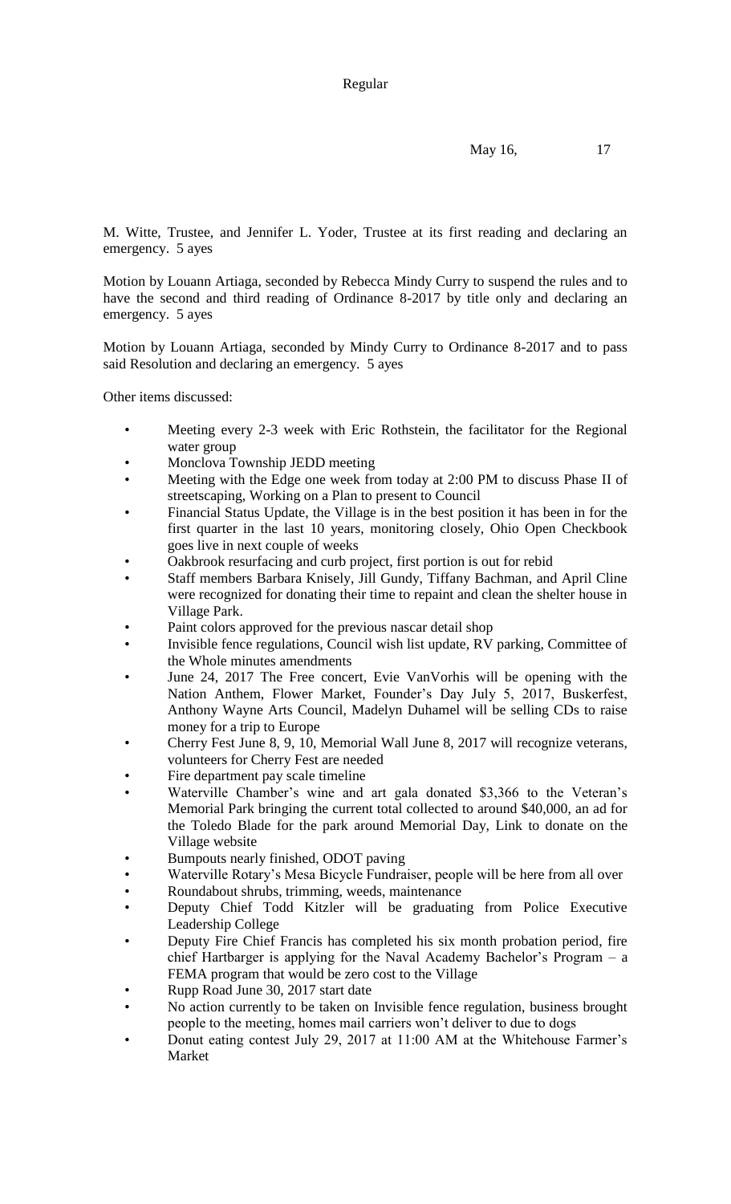M. Witte, Trustee, and Jennifer L. Yoder, Trustee at its first reading and declaring an emergency. 5 ayes

Motion by Louann Artiaga, seconded by Rebecca Mindy Curry to suspend the rules and to have the second and third reading of Ordinance 8-2017 by title only and declaring an emergency. 5 ayes

Motion by Louann Artiaga, seconded by Mindy Curry to Ordinance 8-2017 and to pass said Resolution and declaring an emergency. 5 ayes

Other items discussed:

- Meeting every 2-3 week with Eric Rothstein, the facilitator for the Regional water group
- Monclova Township JEDD meeting
- Meeting with the Edge one week from today at 2:00 PM to discuss Phase II of streetscaping, Working on a Plan to present to Council
- Financial Status Update, the Village is in the best position it has been in for the first quarter in the last 10 years, monitoring closely, Ohio Open Checkbook goes live in next couple of weeks
- Oakbrook resurfacing and curb project, first portion is out for rebid
- Staff members Barbara Knisely, Jill Gundy, Tiffany Bachman, and April Cline were recognized for donating their time to repaint and clean the shelter house in Village Park.
- Paint colors approved for the previous nascar detail shop
- Invisible fence regulations, Council wish list update, RV parking, Committee of the Whole minutes amendments
- June 24, 2017 The Free concert, Evie VanVorhis will be opening with the Nation Anthem, Flower Market, Founder's Day July 5, 2017, Buskerfest, Anthony Wayne Arts Council, Madelyn Duhamel will be selling CDs to raise money for a trip to Europe
- Cherry Fest June 8, 9, 10, Memorial Wall June 8, 2017 will recognize veterans, volunteers for Cherry Fest are needed
- Fire department pay scale timeline
- Waterville Chamber's wine and art gala donated $3,366 to the Veteran's Memorial Park bringing the current total collected to around $40,000, an ad for the Toledo Blade for the park around Memorial Day, Link to donate on the Village website
- Bumpouts nearly finished, ODOT paving
- Waterville Rotary's Mesa Bicycle Fundraiser, people will be here from all over
- Roundabout shrubs, trimming, weeds, maintenance
- Deputy Chief Todd Kitzler will be graduating from Police Executive Leadership College
- Deputy Fire Chief Francis has completed his six month probation period, fire chief Hartbarger is applying for the Naval Academy Bachelor's Program – a FEMA program that would be zero cost to the Village
- Rupp Road June 30, 2017 start date
- No action currently to be taken on Invisible fence regulation, business brought people to the meeting, homes mail carriers won't deliver to due to dogs
- Donut eating contest July 29, 2017 at 11:00 AM at the Whitehouse Farmer's Market